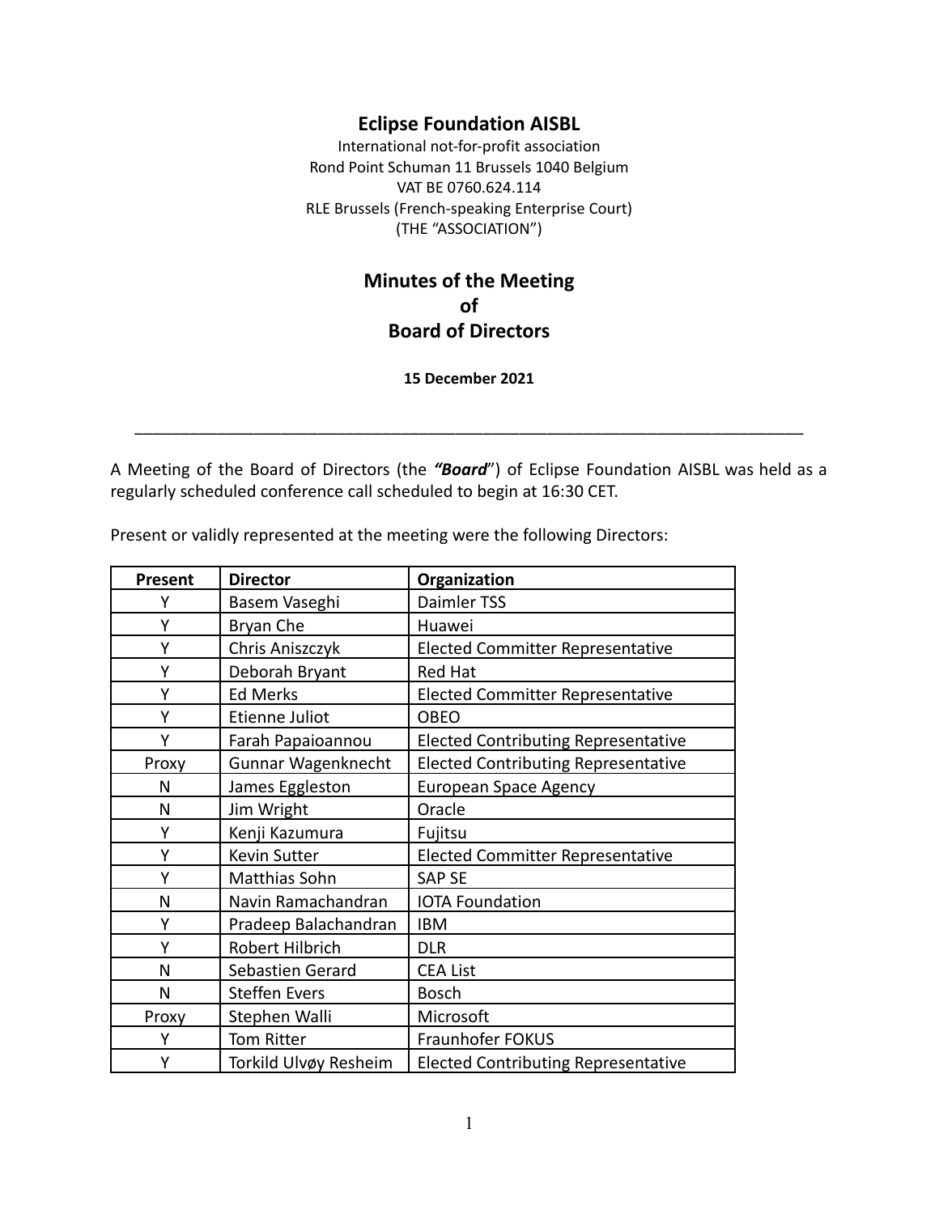# Eclipse Foundation AISBL

International not-for-profit association
Rond Point Schuman 11 Brussels 1040 Belgium
VAT BE 0760.624.114
RLE Brussels (French-speaking Enterprise Court)
(THE "ASSOCIATION")

## Minutes of the Meeting of Board of Directors

**15 December 2021**

---

A Meeting of the Board of Directors (the ***"Board"***) of Eclipse Foundation AISBL was held as a regularly scheduled conference call scheduled to begin at 16:30 CET.

Present or validly represented at the meeting were the following Directors:

| Present | Director | Organization |
|---|---|---|
| Y | Basem Vaseghi | Daimler TSS |
| Y | Bryan Che | Huawei |
| Y | Chris Aniszczyk | Elected Committer Representative |
| Y | Deborah Bryant | Red Hat |
| Y | Ed Merks | Elected Committer Representative |
| Y | Etienne Juliot | OBEO |
| Y | Farah Papaioannou | Elected Contributing Representative |
| Proxy | Gunnar Wagenknecht | Elected Contributing Representative |
| N | James Eggleston | European Space Agency |
| N | Jim Wright | Oracle |
| Y | Kenji Kazumura | Fujitsu |
| Y | Kevin Sutter | Elected Committer Representative |
| Y | Matthias Sohn | SAP SE |
| N | Navin Ramachandran | IOTA Foundation |
| Y | Pradeep Balachandran | IBM |
| Y | Robert Hilbrich | DLR |
| N | Sebastien Gerard | CEA List |
| N | Steffen Evers | Bosch |
| Proxy | Stephen Walli | Microsoft |
| Y | Tom Ritter | Fraunhofer FOKUS |
| Y | Torkild Ulvøy Resheim | Elected Contributing Representative |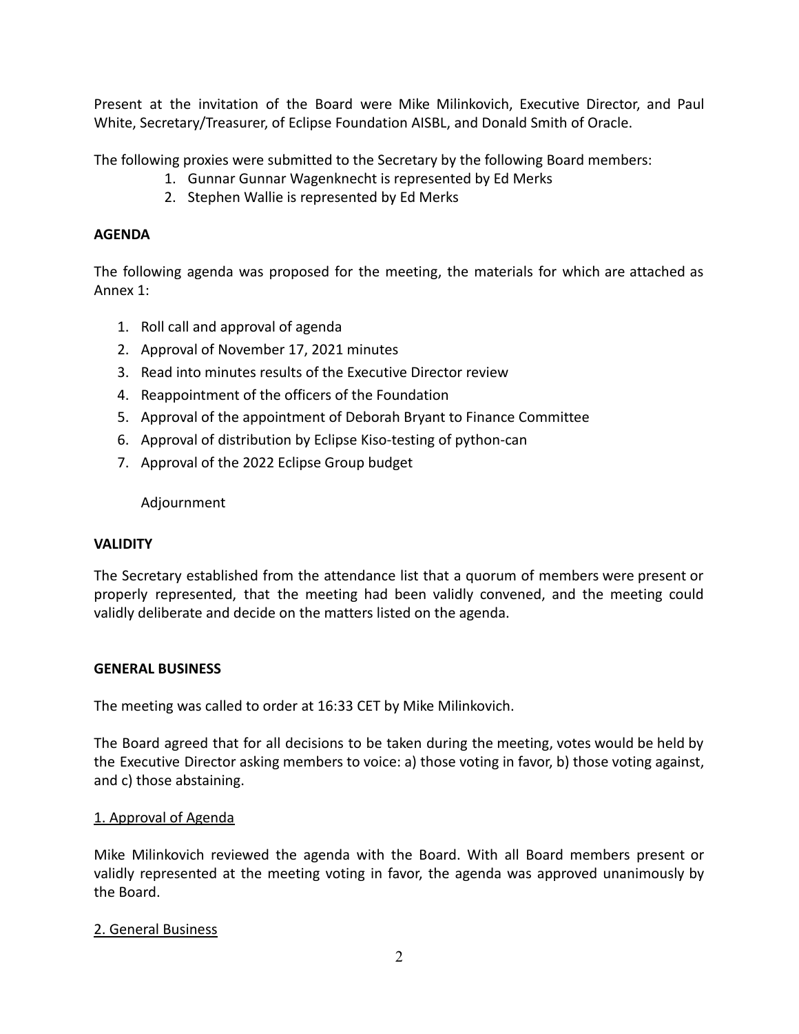Present at the invitation of the Board were Mike Milinkovich, Executive Director, and Paul White, Secretary/Treasurer, of Eclipse Foundation AISBL, and Donald Smith of Oracle.

The following proxies were submitted to the Secretary by the following Board members:

1. Gunnar Gunnar Wagenknecht is represented by Ed Merks
2. Stephen Wallie is represented by Ed Merks

**AGENDA**

The following agenda was proposed for the meeting, the materials for which are attached as Annex 1:

1. Roll call and approval of agenda
2. Approval of November 17, 2021 minutes
3. Read into minutes results of the Executive Director review
4. Reappointment of the officers of the Foundation
5. Approval of the appointment of Deborah Bryant to Finance Committee
6. Approval of distribution by Eclipse Kiso-testing of python-can
7. Approval of the 2022 Eclipse Group budget

   Adjournment

**VALIDITY**

The Secretary established from the attendance list that a quorum of members were present or properly represented, that the meeting had been validly convened, and the meeting could validly deliberate and decide on the matters listed on the agenda.

**GENERAL BUSINESS**

The meeting was called to order at 16:33 CET by Mike Milinkovich.

The Board agreed that for all decisions to be taken during the meeting, votes would be held by the Executive Director asking members to voice: a) those voting in favor, b) those voting against, and c) those abstaining.

<u>1. Approval of Agenda</u>

Mike Milinkovich reviewed the agenda with the Board. With all Board members present or validly represented at the meeting voting in favor, the agenda was approved unanimously by the Board.

<u>2. General Business</u>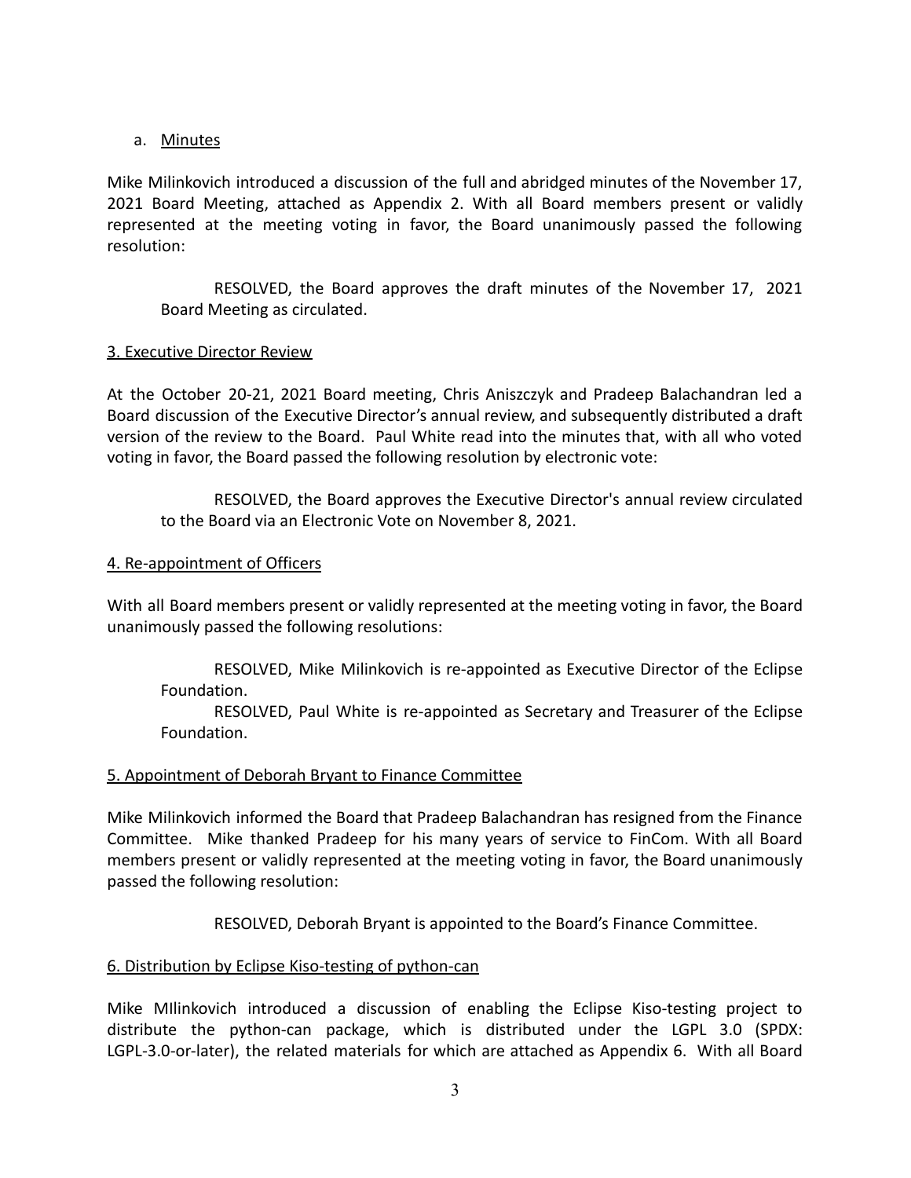a. Minutes

Mike Milinkovich introduced a discussion of the full and abridged minutes of the November 17, 2021 Board Meeting, attached as Appendix 2. With all Board members present or validly represented at the meeting voting in favor, the Board unanimously passed the following resolution:

> RESOLVED, the Board approves the draft minutes of the November 17, 2021 Board Meeting as circulated.

## 3. Executive Director Review

At the October 20-21, 2021 Board meeting, Chris Aniszczyk and Pradeep Balachandran led a Board discussion of the Executive Director's annual review, and subsequently distributed a draft version of the review to the Board. Paul White read into the minutes that, with all who voted voting in favor, the Board passed the following resolution by electronic vote:

> RESOLVED, the Board approves the Executive Director's annual review circulated to the Board via an Electronic Vote on November 8, 2021.

## 4. Re-appointment of Officers

With all Board members present or validly represented at the meeting voting in favor, the Board unanimously passed the following resolutions:

> RESOLVED, Mike Milinkovich is re-appointed as Executive Director of the Eclipse Foundation.
>
> RESOLVED, Paul White is re-appointed as Secretary and Treasurer of the Eclipse Foundation.

## 5. Appointment of Deborah Bryant to Finance Committee

Mike Milinkovich informed the Board that Pradeep Balachandran has resigned from the Finance Committee. Mike thanked Pradeep for his many years of service to FinCom. With all Board members present or validly represented at the meeting voting in favor, the Board unanimously passed the following resolution:

> RESOLVED, Deborah Bryant is appointed to the Board's Finance Committee.

## 6. Distribution by Eclipse Kiso-testing of python-can

Mike MIlinkovich introduced a discussion of enabling the Eclipse Kiso-testing project to distribute the python-can package, which is distributed under the LGPL 3.0 (SPDX: LGPL-3.0-or-later), the related materials for which are attached as Appendix 6. With all Board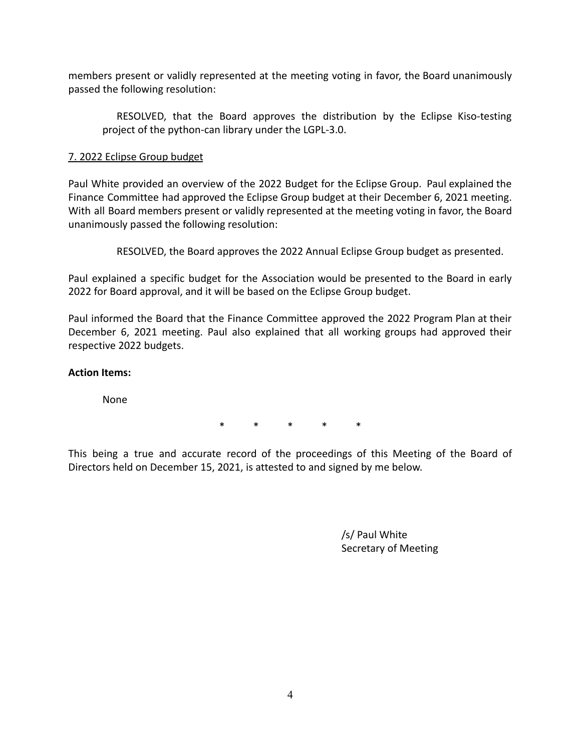members present or validly represented at the meeting voting in favor, the Board unanimously passed the following resolution:

> RESOLVED, that the Board approves the distribution by the Eclipse Kiso-testing project of the python-can library under the LGPL-3.0.

<u>7. 2022 Eclipse Group budget</u>

Paul White provided an overview of the 2022 Budget for the Eclipse Group. Paul explained the Finance Committee had approved the Eclipse Group budget at their December 6, 2021 meeting. With all Board members present or validly represented at the meeting voting in favor, the Board unanimously passed the following resolution:

> RESOLVED, the Board approves the 2022 Annual Eclipse Group budget as presented.

Paul explained a specific budget for the Association would be presented to the Board in early 2022 for Board approval, and it will be based on the Eclipse Group budget.

Paul informed the Board that the Finance Committee approved the 2022 Program Plan at their December 6, 2021 meeting. Paul also explained that all working groups had approved their respective 2022 budgets.

**Action Items:**

None

\* \* \* \* \*

This being a true and accurate record of the proceedings of this Meeting of the Board of Directors held on December 15, 2021, is attested to and signed by me below.

/s/ Paul White
Secretary of Meeting